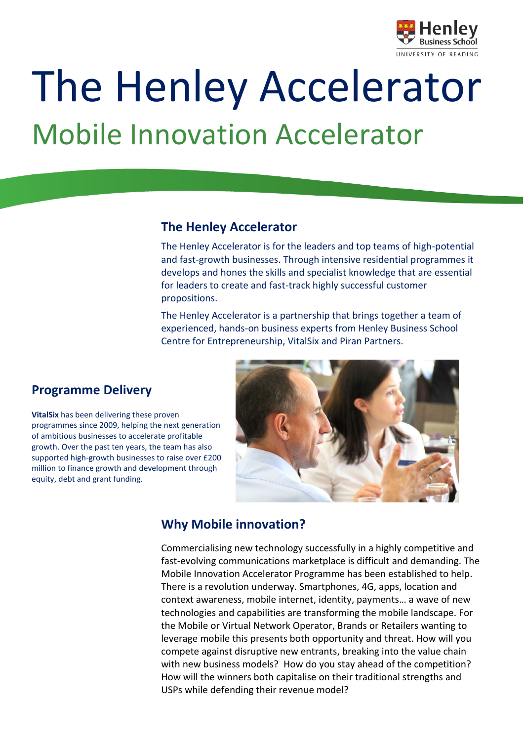# The Henley Accelerator

## Mobile Innovation Accelerator

### The Henley Accelerator

The Henley Accelerator is for the leaders and top teams of high-potential and fast-growth businesses. Through intensive residential programmes it develops and hones the skills and specialist knowledge that are essential for leaders to create and fast-track highly successful customer propositions.

The Henley Accelerator is a partnership that brings together a team of experienced, hands-on business experts from Henley Business School Centre for Entrepreneurship, VitalSix and Piran Partners.

### Programme Delivery

**VitalSix** has been delivering these proven programmes since 2009, helping the next generation of ambitious businesses to accelerate profitable growth. Over the past ten years, the team has also supported high-growth businesses to raise over £200 million to finance growth and development through equity, debt and grant funding.

### Why Mobile innovation?

Commercialising new technology successfully in a highly competitive and fast-evolving communications marketplace is difficult and demanding. The Mobile Innovation Accelerator Programme has been established to help. There is a revolution underway. Smartphones, 4G, apps, location and context awareness, mobile internet, identity, payments… a wave of new technologies and capabilities are transforming the mobile landscape. For the Mobile or Virtual Network Operator, Brands or Retailers wanting to leverage mobile this presents both opportunity and threat. How will you compete against disruptive new entrants, breaking into the value chain with new business models? How do you stay ahead of the competition? How will the winners both capitalise on their traditional strengths and USPs while defending their revenue model?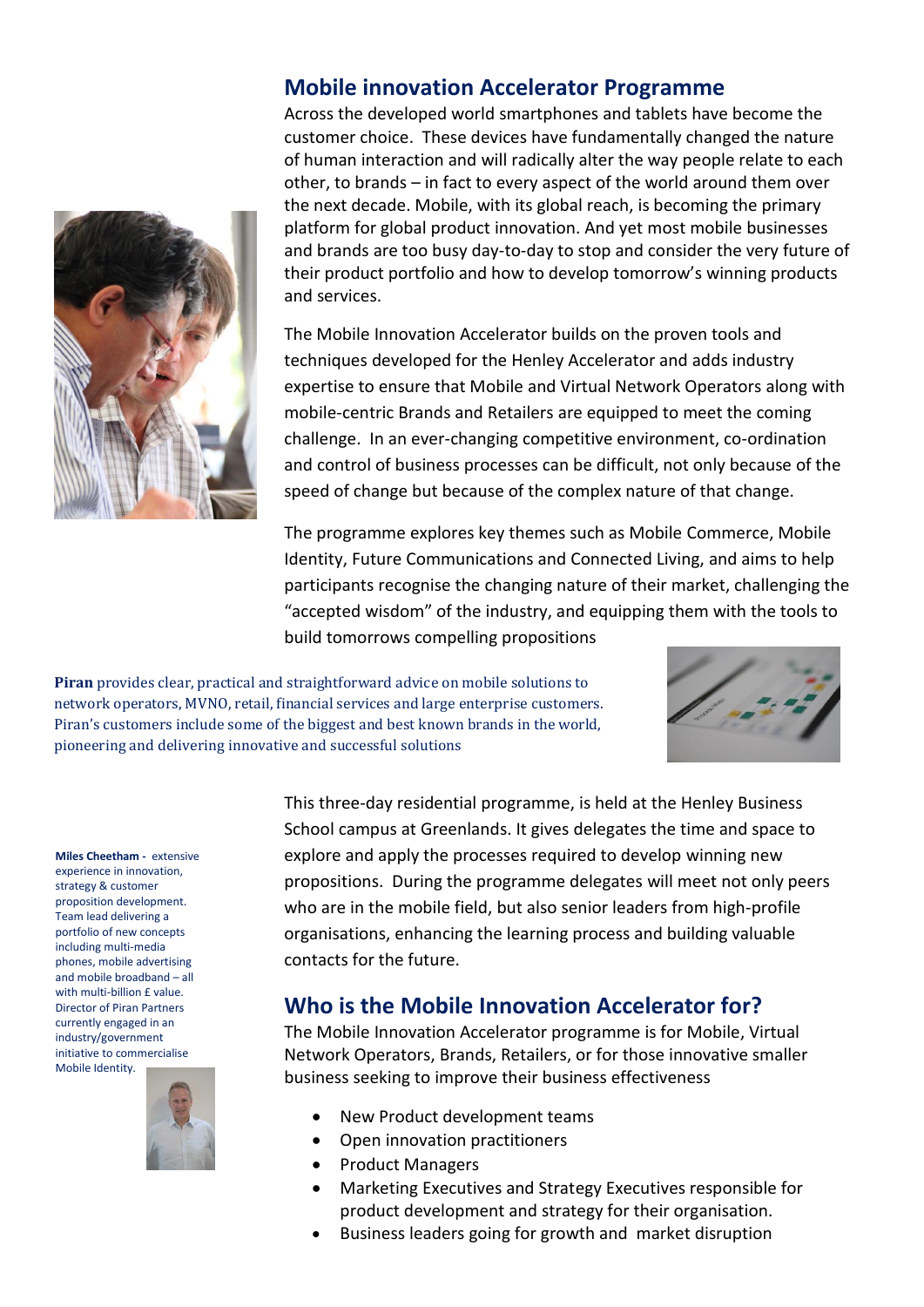## Mobile innovation Accelerator Programme

Across the developed world smartphones and tablets have become the customer choice. These devices have fundamentally changed the nature of human interaction and will radically alter the way people relate to each other, to brands – in fact to every aspect of the world around them over the next decade. Mobile, with its global reach, is becoming the primary platform for global product innovation. And yet most mobile businesses and brands are too busy day-to-day to stop and consider the very future of their product portfolio and how to develop tomorrow's winning products and services.

The Mobile Innovation Accelerator builds on the proven tools and techniques developed for the Henley Accelerator and adds industry expertise to ensure that Mobile and Virtual Network Operators along with mobile-centric Brands and Retailers are equipped to meet the coming challenge. In an ever-changing competitive environment, co-ordination and control of business processes can be difficult, not only because of the speed of change but because of the complex nature of that change.

The programme explores key themes such as Mobile Commerce, Mobile Identity, Future Communications and Connected Living, and aims to help participants recognise the changing nature of their market, challenging the "accepted wisdom" of the industry, and equipping them with the tools to build tomorrows compelling propositions

**Piran** provides clear, practical and straightforward advice on mobile solutions to network operators, MVNO, retail, financial services and large enterprise customers. Piran's customers include some of the biggest and best known brands in the world, pioneering and delivering innovative and successful solutions

This three-day residential programme, is held at the Henley Business School campus at Greenlands. It gives delegates the time and space to explore and apply the processes required to develop winning new propositions. During the programme delegates will meet not only peers who are in the mobile field, but also senior leaders from high-profile organisations, enhancing the learning process and building valuable contacts for the future.

**Miles Cheetham -** extensive experience in innovation, strategy & customer proposition development. Team lead delivering a portfolio of new concepts including multi-media phones, mobile advertising and mobile broadband – all with multi-billion £ value. Director of Piran Partners currently engaged in an industry/government initiative to commercialise Mobile Identity.

## Who is the Mobile Innovation Accelerator for?

The Mobile Innovation Accelerator programme is for Mobile, Virtual Network Operators, Brands, Retailers, or for those innovative smaller business seeking to improve their business effectiveness

- New Product development teams
- Open innovation practitioners
- Product Managers
- Marketing Executives and Strategy Executives responsible for product development and strategy for their organisation.
- Business leaders going for growth and market disruption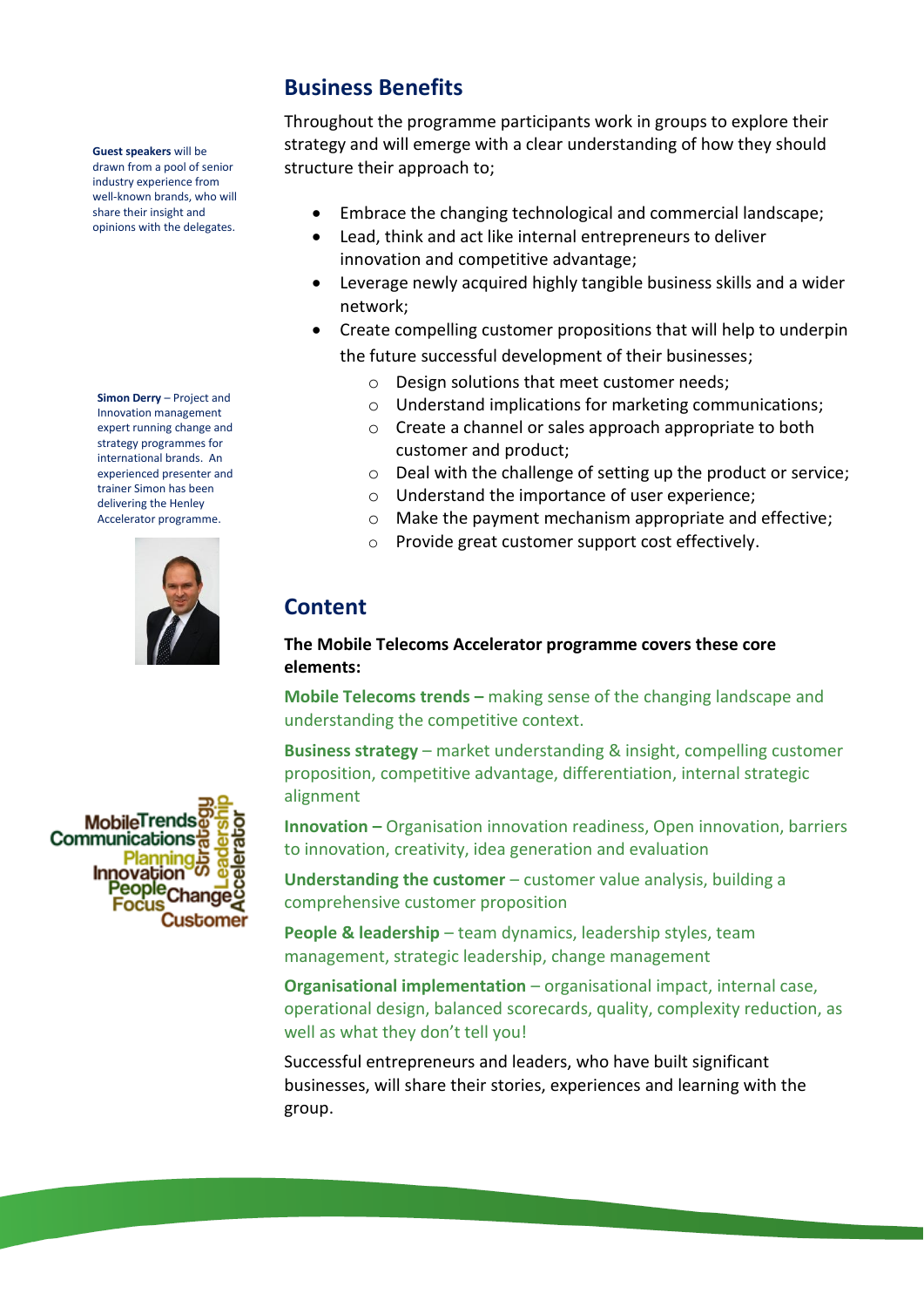**Guest speakers** will be drawn from a pool of senior industry experience from well-known brands, who will share their insight and opinions with the delegates.

**Simon Derry** – Project and Innovation management expert running change and strategy programmes for international brands. An experienced presenter and trainer Simon has been delivering the Henley Accelerator programme.

## Business Benefits

Throughout the programme participants work in groups to explore their strategy and will emerge with a clear understanding of how they should structure their approach to;

- Embrace the changing technological and commercial landscape;
- Lead, think and act like internal entrepreneurs to deliver innovation and competitive advantage;
- Leverage newly acquired highly tangible business skills and a wider network;
- Create compelling customer propositions that will help to underpin the future successful development of their businesses;
  - Design solutions that meet customer needs;
  - Understand implications for marketing communications;
  - Create a channel or sales approach appropriate to both customer and product;
  - Deal with the challenge of setting up the product or service;
  - Understand the importance of user experience;
  - Make the payment mechanism appropriate and effective;
  - Provide great customer support cost effectively.

## Content

**The Mobile Telecoms Accelerator programme covers these core elements:**

**Mobile Telecoms trends –** making sense of the changing landscape and understanding the competitive context.

**Business strategy** – market understanding & insight, compelling customer proposition, competitive advantage, differentiation, internal strategic alignment

**Innovation –** Organisation innovation readiness, Open innovation, barriers to innovation, creativity, idea generation and evaluation

**Understanding the customer** – customer value analysis, building a comprehensive customer proposition

**People & leadership** – team dynamics, leadership styles, team management, strategic leadership, change management

**Organisational implementation** – organisational impact, internal case, operational design, balanced scorecards, quality, complexity reduction, as well as what they don't tell you!

Successful entrepreneurs and leaders, who have built significant businesses, will share their stories, experiences and learning with the group.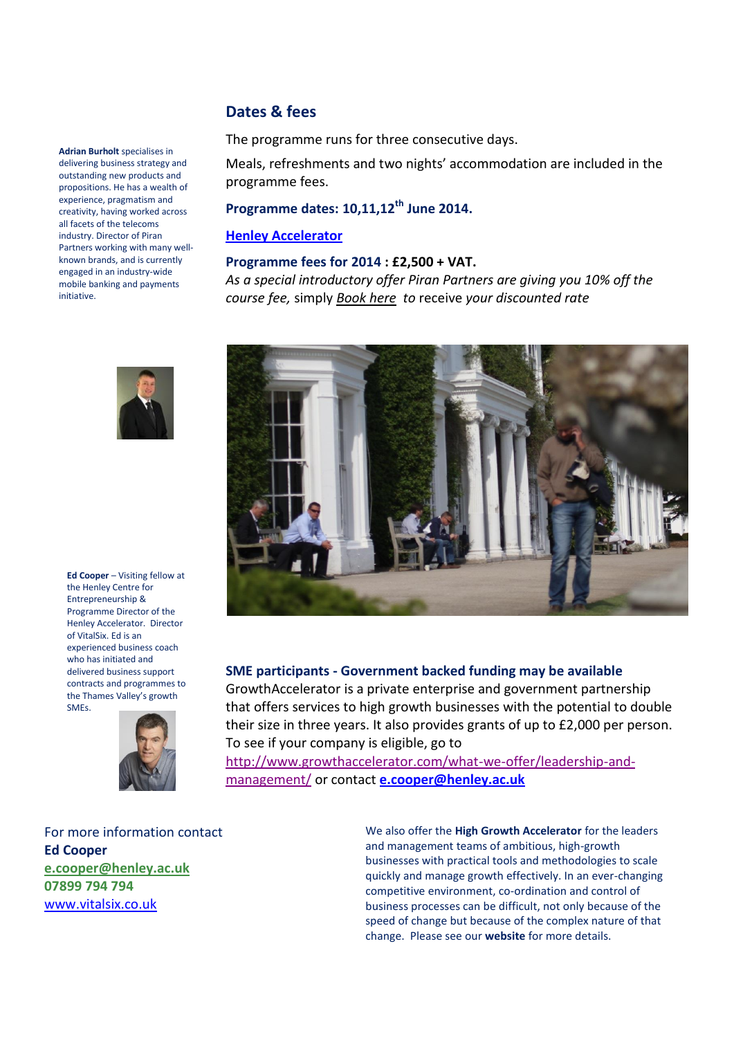**Adrian Burholt** specialises in delivering business strategy and outstanding new products and propositions. He has a wealth of experience, pragmatism and creativity, having worked across all facets of the telecoms industry. Director of Piran Partners working with many well-known brands, and is currently engaged in an industry-wide mobile banking and payments initiative.

## Dates & fees

The programme runs for three consecutive days.

Meals, refreshments and two nights' accommodation are included in the programme fees.

**Programme dates: 10,11,12th June 2014.**

**Henley Accelerator**

**Programme fees for 2014 : £2,500 + VAT.**

*As a special introductory offer Piran Partners are giving you 10% off the course fee,* simply *Book here* *to* receive *your discounted rate*

**Ed Cooper** – Visiting fellow at the Henley Centre for Entrepreneurship & Programme Director of the Henley Accelerator. Director of VitalSix. Ed is an experienced business coach who has initiated and delivered business support contracts and programmes to the Thames Valley's growth SMEs.

**SME participants - Government backed funding may be available**

GrowthAccelerator is a private enterprise and government partnership that offers services to high growth businesses with the potential to double their size in three years. It also provides grants of up to £2,000 per person. To see if your company is eligible, go to http://www.growthaccelerator.com/what-we-offer/leadership-and-management/ or contact **e.cooper@henley.ac.uk**

For more information contact
**Ed Cooper**
**e.cooper@henley.ac.uk**
**07899 794 794**
www.vitalsix.co.uk

We also offer the **High Growth Accelerator** for the leaders and management teams of ambitious, high-growth businesses with practical tools and methodologies to scale quickly and manage growth effectively. In an ever-changing competitive environment, co-ordination and control of business processes can be difficult, not only because of the speed of change but because of the complex nature of that change. Please see our **website** for more details.